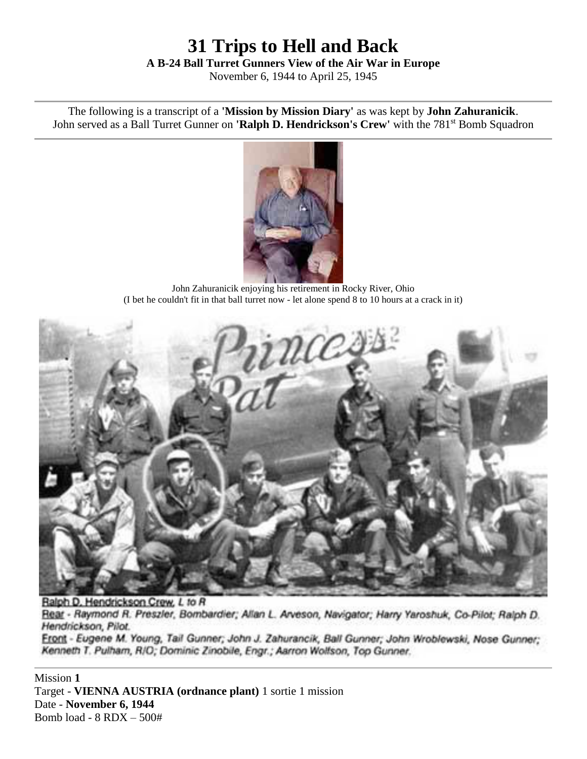# 31 Trips to Hell and Back

**A B-24 Ball Turret Gunners View of the Air War in Europe**

November 6, 1944 to April 25, 1945

---

The following is a transcript of a **'Mission by Mission Diary'** as was kept by **John Zahuranicik**. John served as a Ball Turret Gunner on **'Ralph D. Hendrickson's Crew'** with the 781st Bomb Squadron

---

John Zahuranicik enjoying his retirement in Rocky River, Ohio
(I bet he couldn't fit in that ball turret now - let alone spend 8 to 10 hours at a crack in it)

Ralph D. Hendrickson Crew, *L to R*

Rear - *Raymond R. Preszler, Bombardier; Allan L. Arveson, Navigator; Harry Yaroshuk, Co-Pilot; Ralph D. Hendrickson, Pilot.*

Front - *Eugene M. Young, Tail Gunner; John J. Zahurancik, Ball Gunner; John Wroblewski, Nose Gunner; Kenneth T. Pulham, R/O; Dominic Zinobile, Engr.; Aarron Wolfson, Top Gunner.*

---

Mission **1**
Target - **VIENNA AUSTRIA (ordnance plant)** 1 sortie 1 mission
Date - **November 6, 1944**
Bomb load - 8 RDX – 500#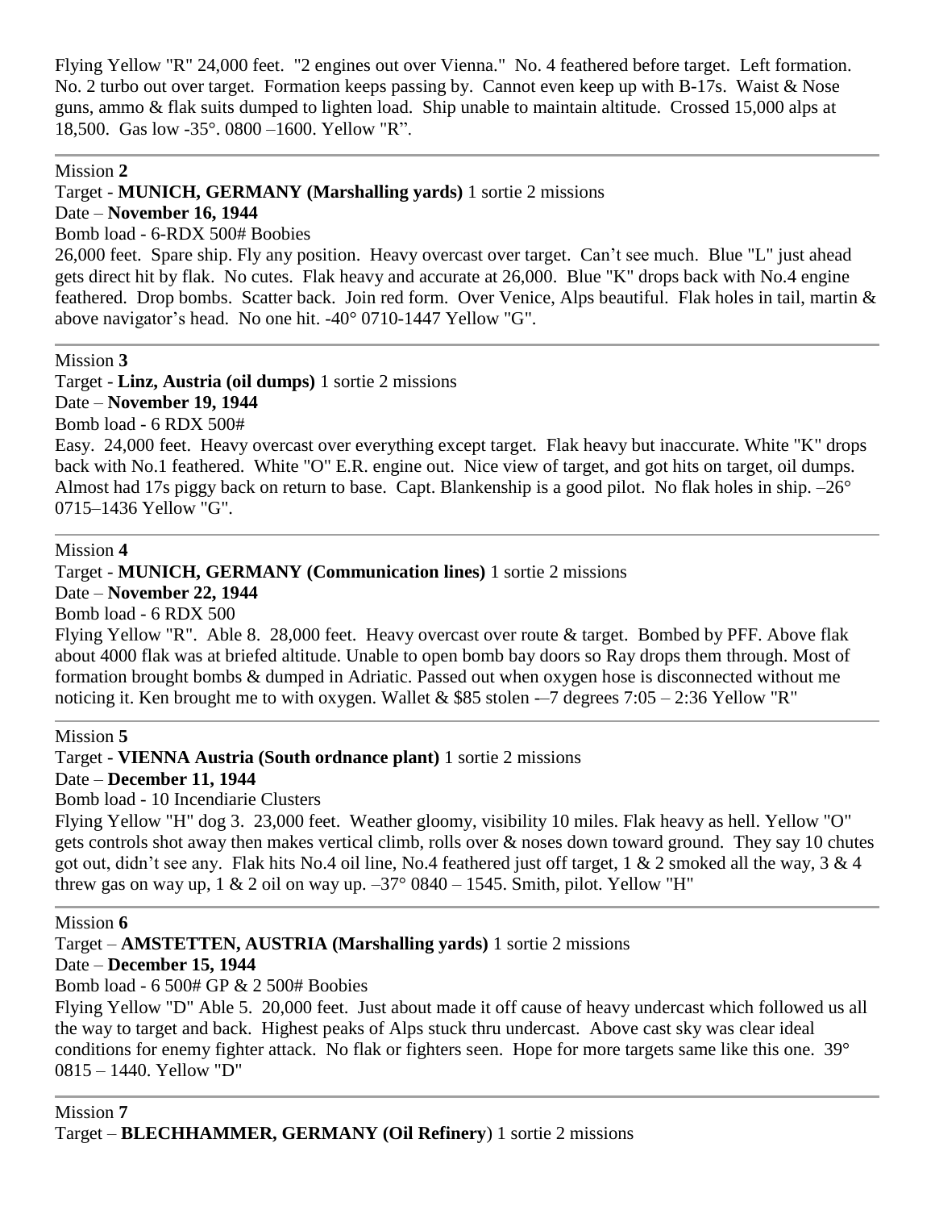Flying Yellow "R" 24,000 feet. "2 engines out over Vienna." No. 4 feathered before target. Left formation. No. 2 turbo out over target. Formation keeps passing by. Cannot even keep up with B-17s. Waist & Nose guns, ammo & flak suits dumped to lighten load. Ship unable to maintain altitude. Crossed 15,000 alps at 18,500. Gas low -35°. 0800 –1600. Yellow "R".

---

Mission **2**

Target - **MUNICH, GERMANY (Marshalling yards)** 1 sortie 2 missions

Date – **November 16, 1944**

Bomb load - 6-RDX 500# Boobies

26,000 feet. Spare ship. Fly any position. Heavy overcast over target. Can't see much. Blue "L" just ahead gets direct hit by flak. No cutes. Flak heavy and accurate at 26,000. Blue "K" drops back with No.4 engine feathered. Drop bombs. Scatter back. Join red form. Over Venice, Alps beautiful. Flak holes in tail, martin & above navigator's head. No one hit. -40° 0710-1447 Yellow "G".

---

Mission **3**

Target - **Linz, Austria (oil dumps)** 1 sortie 2 missions

Date – **November 19, 1944**

Bomb load - 6 RDX 500#

Easy. 24,000 feet. Heavy overcast over everything except target. Flak heavy but inaccurate. White "K" drops back with No.1 feathered. White "O" E.R. engine out. Nice view of target, and got hits on target, oil dumps. Almost had 17s piggy back on return to base. Capt. Blankenship is a good pilot. No flak holes in ship. –26° 0715–1436 Yellow "G".

---

Mission **4**

Target - **MUNICH, GERMANY (Communication lines)** 1 sortie 2 missions

Date – **November 22, 1944**

Bomb load - 6 RDX 500

Flying Yellow "R". Able 8. 28,000 feet. Heavy overcast over route & target. Bombed by PFF. Above flak about 4000 flak was at briefed altitude. Unable to open bomb bay doors so Ray drops them through. Most of formation brought bombs & dumped in Adriatic. Passed out when oxygen hose is disconnected without me noticing it. Ken brought me to with oxygen. Wallet & $85 stolen -–7 degrees 7:05 – 2:36 Yellow "R"

---

Mission **5**

Target - **VIENNA Austria (South ordnance plant)** 1 sortie 2 missions

Date – **December 11, 1944**

Bomb load - 10 Incendiarie Clusters

Flying Yellow "H" dog 3. 23,000 feet. Weather gloomy, visibility 10 miles. Flak heavy as hell. Yellow "O" gets controls shot away then makes vertical climb, rolls over & noses down toward ground. They say 10 chutes got out, didn't see any. Flak hits No.4 oil line, No.4 feathered just off target, 1 & 2 smoked all the way, 3 & 4 threw gas on way up, 1 & 2 oil on way up. –37° 0840 – 1545. Smith, pilot. Yellow "H"

---

Mission **6**

Target – **AMSTETTEN, AUSTRIA (Marshalling yards)** 1 sortie 2 missions

Date – **December 15, 1944**

Bomb load - 6 500# GP & 2 500# Boobies

Flying Yellow "D" Able 5. 20,000 feet. Just about made it off cause of heavy undercast which followed us all the way to target and back. Highest peaks of Alps stuck thru undercast. Above cast sky was clear ideal conditions for enemy fighter attack. No flak or fighters seen. Hope for more targets same like this one. 39° 0815 – 1440. Yellow "D"

---

Mission **7**

Target – **BLECHHAMMER, GERMANY (Oil Refinery**) 1 sortie 2 missions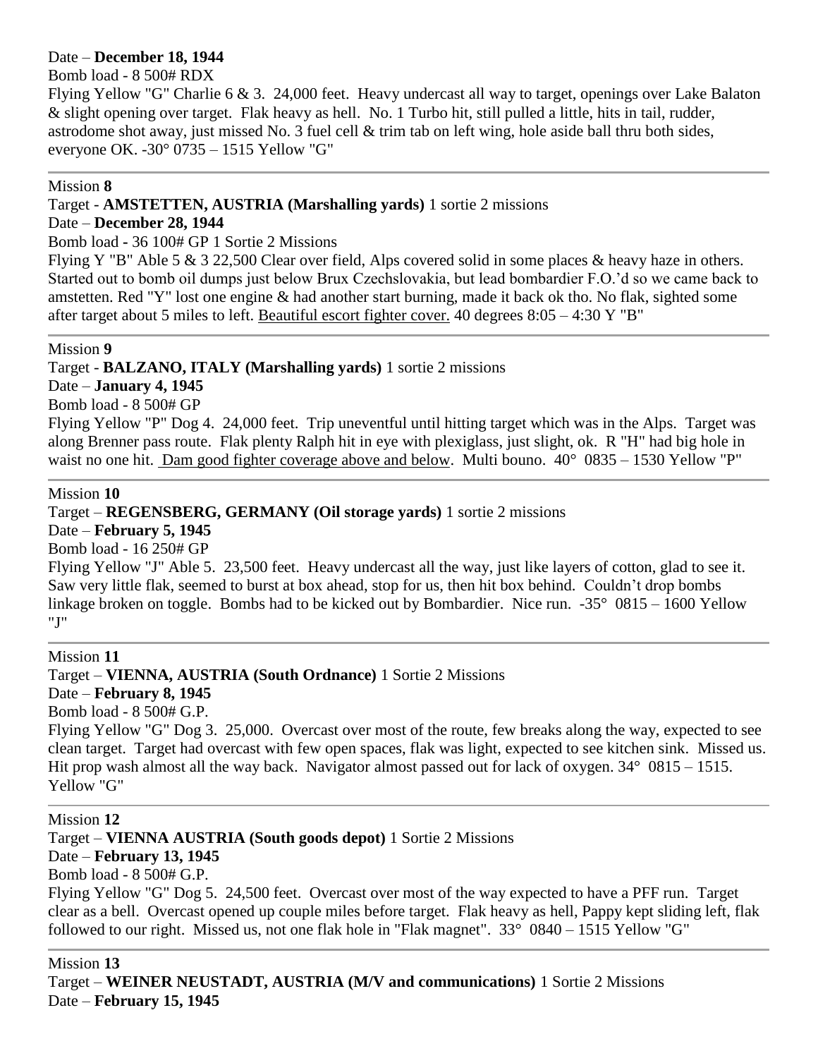Date – **December 18, 1944**

Bomb load - 8 500# RDX

Flying Yellow "G" Charlie 6 & 3. 24,000 feet. Heavy undercast all way to target, openings over Lake Balaton & slight opening over target. Flak heavy as hell. No. 1 Turbo hit, still pulled a little, hits in tail, rudder, astrodome shot away, just missed No. 3 fuel cell & trim tab on left wing, hole aside ball thru both sides, everyone OK. -30° 0735 – 1515 Yellow "G"

---

Mission **8**

Target - **AMSTETTEN, AUSTRIA (Marshalling yards)** 1 sortie 2 missions

Date – **December 28, 1944**

Bomb load - 36 100# GP 1 Sortie 2 Missions

Flying Y "B" Able 5 & 3 22,500 Clear over field, Alps covered solid in some places & heavy haze in others. Started out to bomb oil dumps just below Brux Czechslovakia, but lead bombardier F.O.'d so we came back to amstetten. Red "Y" lost one engine & had another start burning, made it back ok tho. No flak, sighted some after target about 5 miles to left. Beautiful escort fighter cover. 40 degrees 8:05 – 4:30 Y "B"

---

Mission **9**

Target - **BALZANO, ITALY (Marshalling yards)** 1 sortie 2 missions

Date – **January 4, 1945**

Bomb load - 8 500# GP

Flying Yellow "P" Dog 4. 24,000 feet. Trip uneventful until hitting target which was in the Alps. Target was along Brenner pass route. Flak plenty Ralph hit in eye with plexiglass, just slight, ok. R "H" had big hole in waist no one hit. Dam good fighter coverage above and below. Multi bouno. 40° 0835 – 1530 Yellow "P"

---

Mission **10**

Target – **REGENSBERG, GERMANY (Oil storage yards)** 1 sortie 2 missions

Date – **February 5, 1945**

Bomb load - 16 250# GP

Flying Yellow "J" Able 5. 23,500 feet. Heavy undercast all the way, just like layers of cotton, glad to see it. Saw very little flak, seemed to burst at box ahead, stop for us, then hit box behind. Couldn't drop bombs linkage broken on toggle. Bombs had to be kicked out by Bombardier. Nice run. -35° 0815 – 1600 Yellow "J"

---

Mission **11**

Target – **VIENNA, AUSTRIA (South Ordnance)** 1 Sortie 2 Missions

Date – **February 8, 1945**

Bomb load - 8 500# G.P.

Flying Yellow "G" Dog 3. 25,000. Overcast over most of the route, few breaks along the way, expected to see clean target. Target had overcast with few open spaces, flak was light, expected to see kitchen sink. Missed us. Hit prop wash almost all the way back. Navigator almost passed out for lack of oxygen. 34° 0815 – 1515. Yellow "G"

---

Mission **12**

Target – **VIENNA AUSTRIA (South goods depot)** 1 Sortie 2 Missions

Date – **February 13, 1945**

Bomb load - 8 500# G.P.

Flying Yellow "G" Dog 5. 24,500 feet. Overcast over most of the way expected to have a PFF run. Target clear as a bell. Overcast opened up couple miles before target. Flak heavy as hell, Pappy kept sliding left, flak followed to our right. Missed us, not one flak hole in "Flak magnet". 33° 0840 – 1515 Yellow "G"

---

Mission **13**

Target – **WEINER NEUSTADT, AUSTRIA (M/V and communications)** 1 Sortie 2 Missions

Date – **February 15, 1945**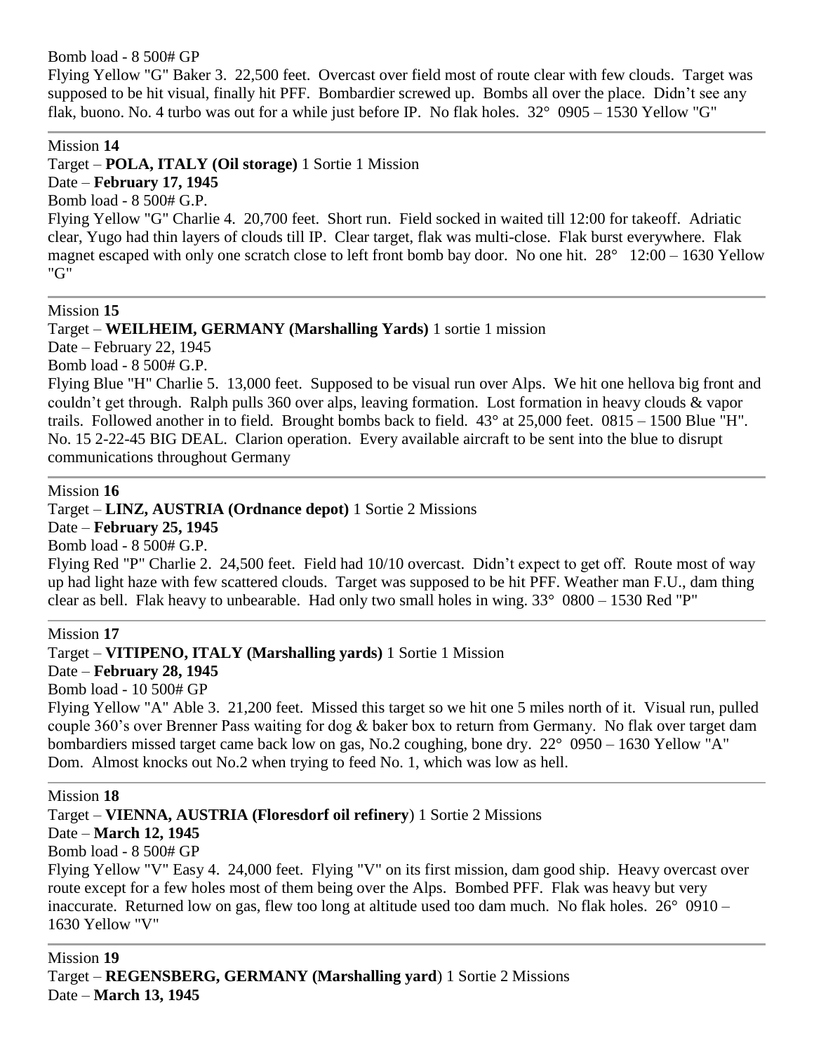Bomb load - 8 500# GP

Flying Yellow "G" Baker 3. 22,500 feet. Overcast over field most of route clear with few clouds. Target was supposed to be hit visual, finally hit PFF. Bombardier screwed up. Bombs all over the place. Didn't see any flak, buono. No. 4 turbo was out for a while just before IP. No flak holes. 32° 0905 – 1530 Yellow "G"

---

Mission **14**

Target – **POLA, ITALY (Oil storage)** 1 Sortie 1 Mission

Date – **February 17, 1945**

Bomb load - 8 500# G.P.

Flying Yellow "G" Charlie 4. 20,700 feet. Short run. Field socked in waited till 12:00 for takeoff. Adriatic clear, Yugo had thin layers of clouds till IP. Clear target, flak was multi-close. Flak burst everywhere. Flak magnet escaped with only one scratch close to left front bomb bay door. No one hit. 28° 12:00 – 1630 Yellow "G"

---

Mission **15**

Target – **WEILHEIM, GERMANY (Marshalling Yards)** 1 sortie 1 mission

Date – February 22, 1945

Bomb load - 8 500# G.P.

Flying Blue "H" Charlie 5. 13,000 feet. Supposed to be visual run over Alps. We hit one hellova big front and couldn't get through. Ralph pulls 360 over alps, leaving formation. Lost formation in heavy clouds & vapor trails. Followed another in to field. Brought bombs back to field. 43° at 25,000 feet. 0815 – 1500 Blue "H". No. 15 2-22-45 BIG DEAL. Clarion operation. Every available aircraft to be sent into the blue to disrupt communications throughout Germany

---

Mission **16**

Target – **LINZ, AUSTRIA (Ordnance depot)** 1 Sortie 2 Missions

Date – **February 25, 1945**

Bomb load - 8 500# G.P.

Flying Red "P" Charlie 2. 24,500 feet. Field had 10/10 overcast. Didn't expect to get off. Route most of way up had light haze with few scattered clouds. Target was supposed to be hit PFF. Weather man F.U., dam thing clear as bell. Flak heavy to unbearable. Had only two small holes in wing. 33° 0800 – 1530 Red "P"

---

Mission **17**

Target – **VITIPENO, ITALY (Marshalling yards)** 1 Sortie 1 Mission

Date – **February 28, 1945**

Bomb load - 10 500# GP

Flying Yellow "A" Able 3. 21,200 feet. Missed this target so we hit one 5 miles north of it. Visual run, pulled couple 360's over Brenner Pass waiting for dog & baker box to return from Germany. No flak over target dam bombardiers missed target came back low on gas, No.2 coughing, bone dry. 22° 0950 – 1630 Yellow "A" Dom. Almost knocks out No.2 when trying to feed No. 1, which was low as hell.

---

Mission **18**

Target – **VIENNA, AUSTRIA (Floresdorf oil refinery**) 1 Sortie 2 Missions

Date – **March 12, 1945**

Bomb load - 8 500# GP

Flying Yellow "V" Easy 4. 24,000 feet. Flying "V" on its first mission, dam good ship. Heavy overcast over route except for a few holes most of them being over the Alps. Bombed PFF. Flak was heavy but very inaccurate. Returned low on gas, flew too long at altitude used too dam much. No flak holes. 26° 0910 – 1630 Yellow "V"

---

Mission **19**

Target – **REGENSBERG, GERMANY (Marshalling yard**) 1 Sortie 2 Missions

Date – **March 13, 1945**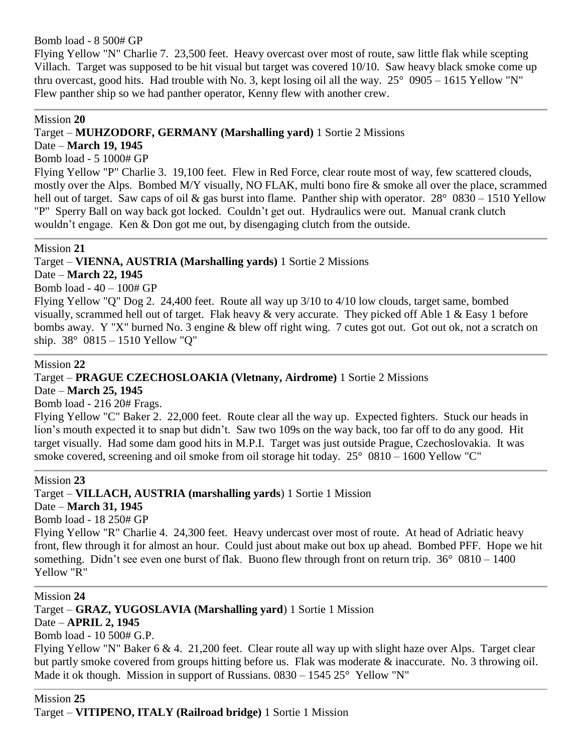Bomb load - 8 500# GP

Flying Yellow "N" Charlie 7. 23,500 feet. Heavy overcast over most of route, saw little flak while scepting Villach. Target was supposed to be hit visual but target was covered 10/10. Saw heavy black smoke come up thru overcast, good hits. Had trouble with No. 3, kept losing oil all the way. 25° 0905 – 1615 Yellow "N" Flew panther ship so we had panther operator, Kenny flew with another crew.

---

Mission **20**

Target – **MUHZODORF, GERMANY (Marshalling yard)** 1 Sortie 2 Missions

Date – **March 19, 1945**

Bomb load - 5 1000# GP

Flying Yellow "P" Charlie 3. 19,100 feet. Flew in Red Force, clear route most of way, few scattered clouds, mostly over the Alps. Bombed M/Y visually, NO FLAK, multi bono fire & smoke all over the place, scrammed hell out of target. Saw caps of oil & gas burst into flame. Panther ship with operator. 28° 0830 – 1510 Yellow "P" Sperry Ball on way back got locked. Couldn't get out. Hydraulics were out. Manual crank clutch wouldn't engage. Ken & Don got me out, by disengaging clutch from the outside.

---

Mission **21**

Target – **VIENNA, AUSTRIA (Marshalling yards)** 1 Sortie 2 Missions

Date – **March 22, 1945**

Bomb load - 40 – 100# GP

Flying Yellow "Q" Dog 2. 24,400 feet. Route all way up 3/10 to 4/10 low clouds, target same, bombed visually, scrammed hell out of target. Flak heavy & very accurate. They picked off Able 1 & Easy 1 before bombs away. Y "X" burned No. 3 engine & blew off right wing. 7 cutes got out. Got out ok, not a scratch on ship. 38° 0815 – 1510 Yellow "Q"

---

Mission **22**

Target – **PRAGUE CZECHOSLOAKIA (Vletnany, Airdrome)** 1 Sortie 2 Missions

Date – **March 25, 1945**

Bomb load - 216 20# Frags.

Flying Yellow "C" Baker 2. 22,000 feet. Route clear all the way up. Expected fighters. Stuck our heads in lion's mouth expected it to snap but didn't. Saw two 109s on the way back, too far off to do any good. Hit target visually. Had some dam good hits in M.P.I. Target was just outside Prague, Czechoslovakia. It was smoke covered, screening and oil smoke from oil storage hit today. 25° 0810 – 1600 Yellow "C"

---

Mission **23**

Target – **VILLACH, AUSTRIA (marshalling yards**) 1 Sortie 1 Mission

Date – **March 31, 1945**

Bomb load - 18 250# GP

Flying Yellow "R" Charlie 4. 24,300 feet. Heavy undercast over most of route. At head of Adriatic heavy front, flew through it for almost an hour. Could just about make out box up ahead. Bombed PFF. Hope we hit something. Didn't see even one burst of flak. Buono flew through front on return trip. 36° 0810 – 1400 Yellow "R"

---

Mission **24**

Target – **GRAZ, YUGOSLAVIA (Marshalling yard**) 1 Sortie 1 Mission

Date – **APRIL 2, 1945**

Bomb load - 10 500# G.P.

Flying Yellow "N" Baker 6 & 4. 21,200 feet. Clear route all way up with slight haze over Alps. Target clear but partly smoke covered from groups hitting before us. Flak was moderate & inaccurate. No. 3 throwing oil. Made it ok though. Mission in support of Russians. 0830 – 1545 25° Yellow "N"

---

Mission **25**

Target – **VITIPENO, ITALY (Railroad bridge)** 1 Sortie 1 Mission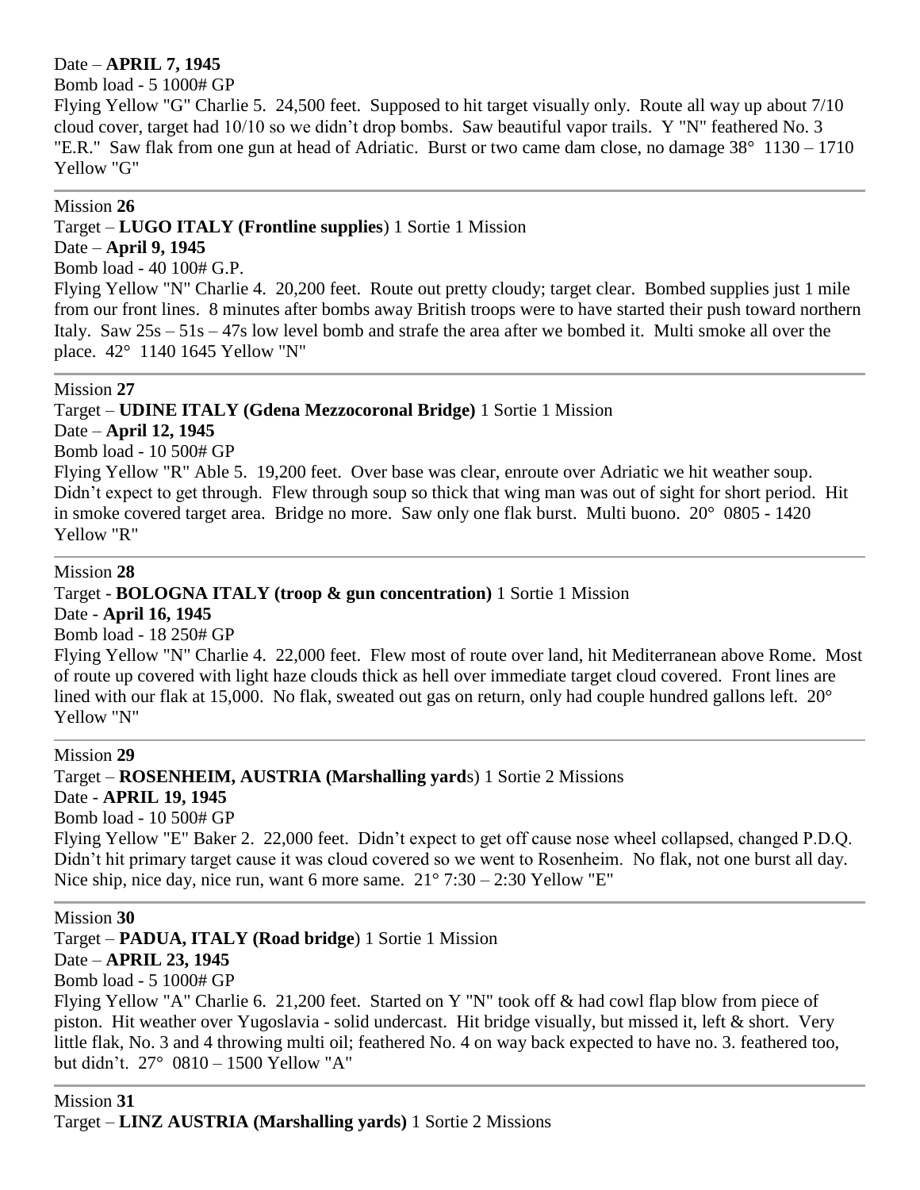Date – **APRIL 7, 1945**

Bomb load - 5 1000# GP

Flying Yellow "G" Charlie 5. 24,500 feet. Supposed to hit target visually only. Route all way up about 7/10 cloud cover, target had 10/10 so we didn't drop bombs. Saw beautiful vapor trails. Y "N" feathered No. 3 "E.R." Saw flak from one gun at head of Adriatic. Burst or two came dam close, no damage 38° 1130 – 1710 Yellow "G"

---

Mission **26**

Target – **LUGO ITALY (Frontline supplies**) 1 Sortie 1 Mission

Date – **April 9, 1945**

Bomb load - 40 100# G.P.

Flying Yellow "N" Charlie 4. 20,200 feet. Route out pretty cloudy; target clear. Bombed supplies just 1 mile from our front lines. 8 minutes after bombs away British troops were to have started their push toward northern Italy. Saw 25s – 51s – 47s low level bomb and strafe the area after we bombed it. Multi smoke all over the place. 42° 1140 1645 Yellow "N"

---

Mission **27**

Target – **UDINE ITALY (Gdena Mezzocoronal Bridge)** 1 Sortie 1 Mission

Date – **April 12, 1945**

Bomb load - 10 500# GP

Flying Yellow "R" Able 5. 19,200 feet. Over base was clear, enroute over Adriatic we hit weather soup. Didn't expect to get through. Flew through soup so thick that wing man was out of sight for short period. Hit in smoke covered target area. Bridge no more. Saw only one flak burst. Multi buono. 20° 0805 - 1420 Yellow "R"

---

Mission **28**

Target - **BOLOGNA ITALY (troop & gun concentration)** 1 Sortie 1 Mission

Date - **April 16, 1945**

Bomb load - 18 250# GP

Flying Yellow "N" Charlie 4. 22,000 feet. Flew most of route over land, hit Mediterranean above Rome. Most of route up covered with light haze clouds thick as hell over immediate target cloud covered. Front lines are lined with our flak at 15,000. No flak, sweated out gas on return, only had couple hundred gallons left. 20° Yellow "N"

---

Mission **29**

Target – **ROSENHEIM, AUSTRIA (Marshalling yard**s) 1 Sortie 2 Missions

Date - **APRIL 19, 1945**

Bomb load - 10 500# GP

Flying Yellow "E" Baker 2. 22,000 feet. Didn't expect to get off cause nose wheel collapsed, changed P.D.Q. Didn't hit primary target cause it was cloud covered so we went to Rosenheim. No flak, not one burst all day. Nice ship, nice day, nice run, want 6 more same. 21° 7:30 – 2:30 Yellow "E"

---

Mission **30**

Target – **PADUA, ITALY (Road bridge**) 1 Sortie 1 Mission

Date – **APRIL 23, 1945**

Bomb load - 5 1000# GP

Flying Yellow "A" Charlie 6. 21,200 feet. Started on Y "N" took off & had cowl flap blow from piece of piston. Hit weather over Yugoslavia - solid undercast. Hit bridge visually, but missed it, left & short. Very little flak, No. 3 and 4 throwing multi oil; feathered No. 4 on way back expected to have no. 3. feathered too, but didn't. 27° 0810 – 1500 Yellow "A"

---

Mission **31**

Target – **LINZ AUSTRIA (Marshalling yards)** 1 Sortie 2 Missions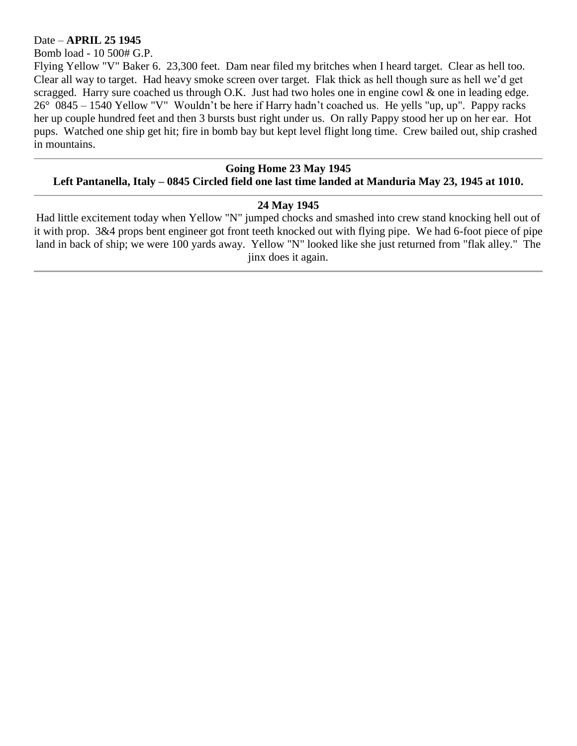Date – **APRIL 25 1945**

Bomb load - 10 500# G.P.

Flying Yellow "V" Baker 6. 23,300 feet. Dam near filed my britches when I heard target. Clear as hell too. Clear all way to target. Had heavy smoke screen over target. Flak thick as hell though sure as hell we'd get scragged. Harry sure coached us through O.K. Just had two holes one in engine cowl & one in leading edge. 26° 0845 – 1540 Yellow "V" Wouldn't be here if Harry hadn't coached us. He yells "up, up". Pappy racks her up couple hundred feet and then 3 bursts bust right under us. On rally Pappy stood her up on her ear. Hot pups. Watched one ship get hit; fire in bomb bay but kept level flight long time. Crew bailed out, ship crashed in mountains.

---

**Going Home 23 May 1945**

**Left Pantanella, Italy – 0845 Circled field one last time landed at Manduria May 23, 1945 at 1010.**

---

**24 May 1945**

Had little excitement today when Yellow "N" jumped chocks and smashed into crew stand knocking hell out of it with prop. 3&4 props bent engineer got front teeth knocked out with flying pipe. We had 6-foot piece of pipe land in back of ship; we were 100 yards away. Yellow "N" looked like she just returned from "flak alley." The jinx does it again.